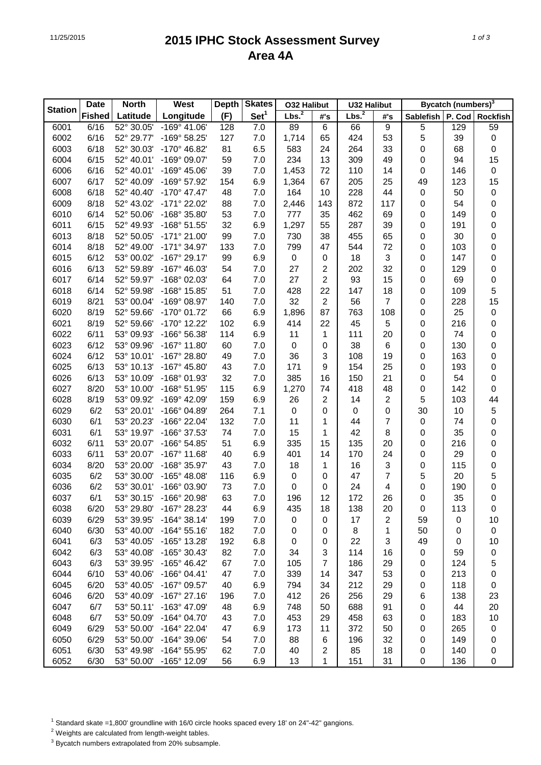# 2015 IPHC Stock Assessment Survey
# Area 4A

| Station | Date Fished | North Latitude | West Longitude | Depth (F) | Skates Set[1] | O32 Halibut Lbs.[2] | O32 Halibut #'s | U32 Halibut Lbs.[2] | U32 Halibut #'s | Bycatch (numbers)[3] Sablefish | P. Cod | Rockfish |
|---|---|---|---|---|---|---|---|---|---|---|---|---|
| 6001 | 6/16 | 52° 30.05' | -169° 41.06' | 128 | 7.0 | 89 | 6 | 66 | 9 | 5 | 129 | 59 |
| 6002 | 6/16 | 52° 29.77' | -169° 58.25' | 127 | 7.0 | 1,714 | 65 | 424 | 53 | 5 | 39 | 0 |
| 6003 | 6/18 | 52° 30.03' | -170° 46.82' | 81 | 6.5 | 583 | 24 | 264 | 33 | 0 | 68 | 0 |
| 6004 | 6/15 | 52° 40.01' | -169° 09.07' | 59 | 7.0 | 234 | 13 | 309 | 49 | 0 | 94 | 15 |
| 6006 | 6/16 | 52° 40.01' | -169° 45.06' | 39 | 7.0 | 1,453 | 72 | 110 | 14 | 0 | 146 | 0 |
| 6007 | 6/17 | 52° 40.09' | -169° 57.92' | 154 | 6.9 | 1,364 | 67 | 205 | 25 | 49 | 123 | 15 |
| 6008 | 6/18 | 52° 40.40' | -170° 47.47' | 48 | 7.0 | 164 | 10 | 228 | 44 | 0 | 50 | 0 |
| 6009 | 8/18 | 52° 43.02' | -171° 22.02' | 88 | 7.0 | 2,446 | 143 | 872 | 117 | 0 | 54 | 0 |
| 6010 | 6/14 | 52° 50.06' | -168° 35.80' | 53 | 7.0 | 777 | 35 | 462 | 69 | 0 | 149 | 0 |
| 6011 | 6/15 | 52° 49.93' | -168° 51.55' | 32 | 6.9 | 1,297 | 55 | 287 | 39 | 0 | 191 | 0 |
| 6013 | 8/18 | 52° 50.05' | -171° 21.00' | 99 | 7.0 | 730 | 38 | 455 | 65 | 0 | 30 | 0 |
| 6014 | 8/18 | 52° 49.00' | -171° 34.97' | 133 | 7.0 | 799 | 47 | 544 | 72 | 0 | 103 | 0 |
| 6015 | 6/12 | 53° 00.02' | -167° 29.17' | 99 | 6.9 | 0 | 0 | 18 | 3 | 0 | 147 | 0 |
| 6016 | 6/13 | 52° 59.89' | -167° 46.03' | 54 | 7.0 | 27 | 2 | 202 | 32 | 0 | 129 | 0 |
| 6017 | 6/14 | 52° 59.97' | -168° 02.03' | 64 | 7.0 | 27 | 2 | 93 | 15 | 0 | 69 | 0 |
| 6018 | 6/14 | 52° 59.98' | -168° 15.85' | 51 | 7.0 | 428 | 22 | 147 | 18 | 0 | 109 | 5 |
| 6019 | 8/21 | 53° 00.04' | -169° 08.97' | 140 | 7.0 | 32 | 2 | 56 | 7 | 0 | 228 | 15 |
| 6020 | 8/19 | 52° 59.66' | -170° 01.72' | 66 | 6.9 | 1,896 | 87 | 763 | 108 | 0 | 25 | 0 |
| 6021 | 8/19 | 52° 59.66' | -170° 12.22' | 102 | 6.9 | 414 | 22 | 45 | 5 | 0 | 216 | 0 |
| 6022 | 6/11 | 53° 09.93' | -166° 56.38' | 114 | 6.9 | 11 | 1 | 111 | 20 | 0 | 74 | 0 |
| 6023 | 6/12 | 53° 09.96' | -167° 11.80' | 60 | 7.0 | 0 | 0 | 38 | 6 | 0 | 130 | 0 |
| 6024 | 6/12 | 53° 10.01' | -167° 28.80' | 49 | 7.0 | 36 | 3 | 108 | 19 | 0 | 163 | 0 |
| 6025 | 6/13 | 53° 10.13' | -167° 45.80' | 43 | 7.0 | 171 | 9 | 154 | 25 | 0 | 193 | 0 |
| 6026 | 6/13 | 53° 10.09' | -168° 01.93' | 32 | 7.0 | 385 | 16 | 150 | 21 | 0 | 54 | 0 |
| 6027 | 8/20 | 53° 10.00' | -168° 51.95' | 115 | 6.9 | 1,270 | 74 | 418 | 48 | 0 | 142 | 0 |
| 6028 | 8/19 | 53° 09.92' | -169° 42.09' | 159 | 6.9 | 26 | 2 | 14 | 2 | 5 | 103 | 44 |
| 6029 | 6/2 | 53° 20.01' | -166° 04.89' | 264 | 7.1 | 0 | 0 | 0 | 0 | 30 | 10 | 5 |
| 6030 | 6/1 | 53° 20.23' | -166° 22.04' | 132 | 7.0 | 11 | 1 | 44 | 7 | 0 | 74 | 0 |
| 6031 | 6/1 | 53° 19.97' | -166° 37.53' | 74 | 7.0 | 15 | 1 | 42 | 8 | 0 | 35 | 0 |
| 6032 | 6/11 | 53° 20.07' | -166° 54.85' | 51 | 6.9 | 335 | 15 | 135 | 20 | 0 | 216 | 0 |
| 6033 | 6/11 | 53° 20.07' | -167° 11.68' | 40 | 6.9 | 401 | 14 | 170 | 24 | 0 | 29 | 0 |
| 6034 | 8/20 | 53° 20.00' | -168° 35.97' | 43 | 7.0 | 18 | 1 | 16 | 3 | 0 | 115 | 0 |
| 6035 | 6/2 | 53° 30.00' | -165° 48.08' | 116 | 6.9 | 0 | 0 | 47 | 7 | 5 | 20 | 5 |
| 6036 | 6/2 | 53° 30.01' | -166° 03.90' | 73 | 7.0 | 0 | 0 | 24 | 4 | 0 | 190 | 0 |
| 6037 | 6/1 | 53° 30.15' | -166° 20.98' | 63 | 7.0 | 196 | 12 | 172 | 26 | 0 | 35 | 0 |
| 6038 | 6/20 | 53° 29.80' | -167° 28.23' | 44 | 6.9 | 435 | 18 | 138 | 20 | 0 | 113 | 0 |
| 6039 | 6/29 | 53° 39.95' | -164° 38.14' | 199 | 7.0 | 0 | 0 | 17 | 2 | 59 | 0 | 10 |
| 6040 | 6/30 | 53° 40.00' | -164° 55.16' | 182 | 7.0 | 0 | 0 | 8 | 1 | 50 | 0 | 0 |
| 6041 | 6/3 | 53° 40.05' | -165° 13.28' | 192 | 6.8 | 0 | 0 | 22 | 3 | 49 | 0 | 10 |
| 6042 | 6/3 | 53° 40.08' | -165° 30.43' | 82 | 7.0 | 34 | 3 | 114 | 16 | 0 | 59 | 0 |
| 6043 | 6/3 | 53° 39.95' | -165° 46.42' | 67 | 7.0 | 105 | 7 | 186 | 29 | 0 | 124 | 5 |
| 6044 | 6/10 | 53° 40.06' | -166° 04.41' | 47 | 7.0 | 339 | 14 | 347 | 53 | 0 | 213 | 0 |
| 6045 | 6/20 | 53° 40.05' | -167° 09.57' | 40 | 6.9 | 794 | 34 | 212 | 29 | 0 | 118 | 0 |
| 6046 | 6/20 | 53° 40.09' | -167° 27.16' | 196 | 7.0 | 412 | 26 | 256 | 29 | 6 | 138 | 23 |
| 6047 | 6/7 | 53° 50.11' | -163° 47.09' | 48 | 6.9 | 748 | 50 | 688 | 91 | 0 | 44 | 20 |
| 6048 | 6/7 | 53° 50.09' | -164° 04.70' | 43 | 7.0 | 453 | 29 | 458 | 63 | 0 | 183 | 10 |
| 6049 | 6/29 | 53° 50.00' | -164° 22.04' | 47 | 6.9 | 173 | 11 | 372 | 50 | 0 | 265 | 0 |
| 6050 | 6/29 | 53° 50.00' | -164° 39.06' | 54 | 7.0 | 88 | 6 | 196 | 32 | 0 | 149 | 0 |
| 6051 | 6/30 | 53° 49.98' | -164° 55.95' | 62 | 7.0 | 40 | 2 | 85 | 18 | 0 | 140 | 0 |
| 6052 | 6/30 | 53° 50.00' | -165° 12.09' | 56 | 6.9 | 13 | 1 | 151 | 31 | 0 | 136 | 0 |

[1] Standard skate =1,800' groundline with 16/0 circle hooks spaced every 18' on 24"-42" gangions.
[2] Weights are calculated from length-weight tables.
[3] Bycatch numbers extrapolated from 20% subsample.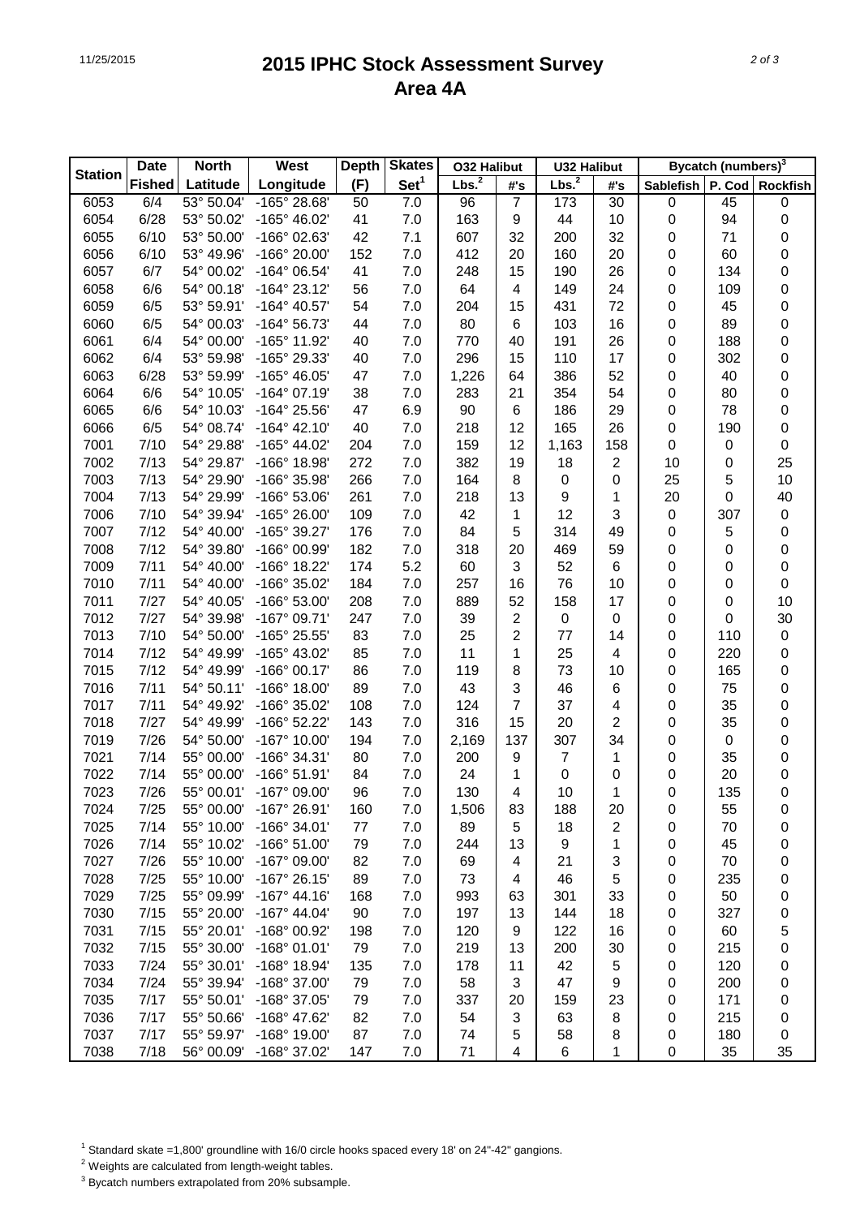# 2015 IPHC Stock Assessment Survey
## Area 4A

| Station | Date | North | West | Depth | Skates | O32 Halibut | | U32 Halibut | | Bycatch (numbers)[3] | | |
|---|---|---|---|---|---|---|---|---|---|---|---|---|
| | Fished | Latitude | Longitude | (F) | Set[1] | Lbs.[2] | #'s | Lbs.[2] | #'s | Sablefish | P. Cod | Rockfish |
| 6053 | 6/4 | 53° 50.04' | -165° 28.68' | 50 | 7.0 | 96 | 7 | 173 | 30 | 0 | 45 | 0 |
| 6054 | 6/28 | 53° 50.02' | -165° 46.02' | 41 | 7.0 | 163 | 9 | 44 | 10 | 0 | 94 | 0 |
| 6055 | 6/10 | 53° 50.00' | -166° 02.63' | 42 | 7.1 | 607 | 32 | 200 | 32 | 0 | 71 | 0 |
| 6056 | 6/10 | 53° 49.96' | -166° 20.00' | 152 | 7.0 | 412 | 20 | 160 | 20 | 0 | 60 | 0 |
| 6057 | 6/7 | 54° 00.02' | -164° 06.54' | 41 | 7.0 | 248 | 15 | 190 | 26 | 0 | 134 | 0 |
| 6058 | 6/6 | 54° 00.18' | -164° 23.12' | 56 | 7.0 | 64 | 4 | 149 | 24 | 0 | 109 | 0 |
| 6059 | 6/5 | 53° 59.91' | -164° 40.57' | 54 | 7.0 | 204 | 15 | 431 | 72 | 0 | 45 | 0 |
| 6060 | 6/5 | 54° 00.03' | -164° 56.73' | 44 | 7.0 | 80 | 6 | 103 | 16 | 0 | 89 | 0 |
| 6061 | 6/4 | 54° 00.00' | -165° 11.92' | 40 | 7.0 | 770 | 40 | 191 | 26 | 0 | 188 | 0 |
| 6062 | 6/4 | 53° 59.98' | -165° 29.33' | 40 | 7.0 | 296 | 15 | 110 | 17 | 0 | 302 | 0 |
| 6063 | 6/28 | 53° 59.99' | -165° 46.05' | 47 | 7.0 | 1,226 | 64 | 386 | 52 | 0 | 40 | 0 |
| 6064 | 6/6 | 54° 10.05' | -164° 07.19' | 38 | 7.0 | 283 | 21 | 354 | 54 | 0 | 80 | 0 |
| 6065 | 6/6 | 54° 10.03' | -164° 25.56' | 47 | 6.9 | 90 | 6 | 186 | 29 | 0 | 78 | 0 |
| 6066 | 6/5 | 54° 08.74' | -164° 42.10' | 40 | 7.0 | 218 | 12 | 165 | 26 | 0 | 190 | 0 |
| 7001 | 7/10 | 54° 29.88' | -165° 44.02' | 204 | 7.0 | 159 | 12 | 1,163 | 158 | 0 | 0 | 0 |
| 7002 | 7/13 | 54° 29.87' | -166° 18.98' | 272 | 7.0 | 382 | 19 | 18 | 2 | 10 | 0 | 25 |
| 7003 | 7/13 | 54° 29.90' | -166° 35.98' | 266 | 7.0 | 164 | 8 | 0 | 0 | 25 | 5 | 10 |
| 7004 | 7/13 | 54° 29.99' | -166° 53.06' | 261 | 7.0 | 218 | 13 | 9 | 1 | 20 | 0 | 40 |
| 7006 | 7/10 | 54° 39.94' | -165° 26.00' | 109 | 7.0 | 42 | 1 | 12 | 3 | 0 | 307 | 0 |
| 7007 | 7/12 | 54° 40.00' | -165° 39.27' | 176 | 7.0 | 84 | 5 | 314 | 49 | 0 | 5 | 0 |
| 7008 | 7/12 | 54° 39.80' | -166° 00.99' | 182 | 7.0 | 318 | 20 | 469 | 59 | 0 | 0 | 0 |
| 7009 | 7/11 | 54° 40.00' | -166° 18.22' | 174 | 5.2 | 60 | 3 | 52 | 6 | 0 | 0 | 0 |
| 7010 | 7/11 | 54° 40.00' | -166° 35.02' | 184 | 7.0 | 257 | 16 | 76 | 10 | 0 | 0 | 0 |
| 7011 | 7/27 | 54° 40.05' | -166° 53.00' | 208 | 7.0 | 889 | 52 | 158 | 17 | 0 | 0 | 10 |
| 7012 | 7/27 | 54° 39.98' | -167° 09.71' | 247 | 7.0 | 39 | 2 | 0 | 0 | 0 | 0 | 30 |
| 7013 | 7/10 | 54° 50.00' | -165° 25.55' | 83 | 7.0 | 25 | 2 | 77 | 14 | 0 | 110 | 0 |
| 7014 | 7/12 | 54° 49.99' | -165° 43.02' | 85 | 7.0 | 11 | 1 | 25 | 4 | 0 | 220 | 0 |
| 7015 | 7/12 | 54° 49.99' | -166° 00.17' | 86 | 7.0 | 119 | 8 | 73 | 10 | 0 | 165 | 0 |
| 7016 | 7/11 | 54° 50.11' | -166° 18.00' | 89 | 7.0 | 43 | 3 | 46 | 6 | 0 | 75 | 0 |
| 7017 | 7/11 | 54° 49.92' | -166° 35.02' | 108 | 7.0 | 124 | 7 | 37 | 4 | 0 | 35 | 0 |
| 7018 | 7/27 | 54° 49.99' | -166° 52.22' | 143 | 7.0 | 316 | 15 | 20 | 2 | 0 | 35 | 0 |
| 7019 | 7/26 | 54° 50.00' | -167° 10.00' | 194 | 7.0 | 2,169 | 137 | 307 | 34 | 0 | 0 | 0 |
| 7021 | 7/14 | 55° 00.00' | -166° 34.31' | 80 | 7.0 | 200 | 9 | 7 | 1 | 0 | 35 | 0 |
| 7022 | 7/14 | 55° 00.00' | -166° 51.91' | 84 | 7.0 | 24 | 1 | 0 | 0 | 0 | 20 | 0 |
| 7023 | 7/26 | 55° 00.01' | -167° 09.00' | 96 | 7.0 | 130 | 4 | 10 | 1 | 0 | 135 | 0 |
| 7024 | 7/25 | 55° 00.00' | -167° 26.91' | 160 | 7.0 | 1,506 | 83 | 188 | 20 | 0 | 55 | 0 |
| 7025 | 7/14 | 55° 10.00' | -166° 34.01' | 77 | 7.0 | 89 | 5 | 18 | 2 | 0 | 70 | 0 |
| 7026 | 7/14 | 55° 10.02' | -166° 51.00' | 79 | 7.0 | 244 | 13 | 9 | 1 | 0 | 45 | 0 |
| 7027 | 7/26 | 55° 10.00' | -167° 09.00' | 82 | 7.0 | 69 | 4 | 21 | 3 | 0 | 70 | 0 |
| 7028 | 7/25 | 55° 10.00' | -167° 26.15' | 89 | 7.0 | 73 | 4 | 46 | 5 | 0 | 235 | 0 |
| 7029 | 7/25 | 55° 09.99' | -167° 44.16' | 168 | 7.0 | 993 | 63 | 301 | 33 | 0 | 50 | 0 |
| 7030 | 7/15 | 55° 20.00' | -167° 44.04' | 90 | 7.0 | 197 | 13 | 144 | 18 | 0 | 327 | 0 |
| 7031 | 7/15 | 55° 20.01' | -168° 00.92' | 198 | 7.0 | 120 | 9 | 122 | 16 | 0 | 60 | 5 |
| 7032 | 7/15 | 55° 30.00' | -168° 01.01' | 79 | 7.0 | 219 | 13 | 200 | 30 | 0 | 215 | 0 |
| 7033 | 7/24 | 55° 30.01' | -168° 18.94' | 135 | 7.0 | 178 | 11 | 42 | 5 | 0 | 120 | 0 |
| 7034 | 7/24 | 55° 39.94' | -168° 37.00' | 79 | 7.0 | 58 | 3 | 47 | 9 | 0 | 200 | 0 |
| 7035 | 7/17 | 55° 50.01' | -168° 37.05' | 79 | 7.0 | 337 | 20 | 159 | 23 | 0 | 171 | 0 |
| 7036 | 7/17 | 55° 50.66' | -168° 47.62' | 82 | 7.0 | 54 | 3 | 63 | 8 | 0 | 215 | 0 |
| 7037 | 7/17 | 55° 59.97' | -168° 19.00' | 87 | 7.0 | 74 | 5 | 58 | 8 | 0 | 180 | 0 |
| 7038 | 7/18 | 56° 00.09' | -168° 37.02' | 147 | 7.0 | 71 | 4 | 6 | 1 | 0 | 35 | 35 |

[1] Standard skate =1,800' groundline with 16/0 circle hooks spaced every 18' on 24"-42" gangions.

[2] Weights are calculated from length-weight tables.

[3] Bycatch numbers extrapolated from 20% subsample.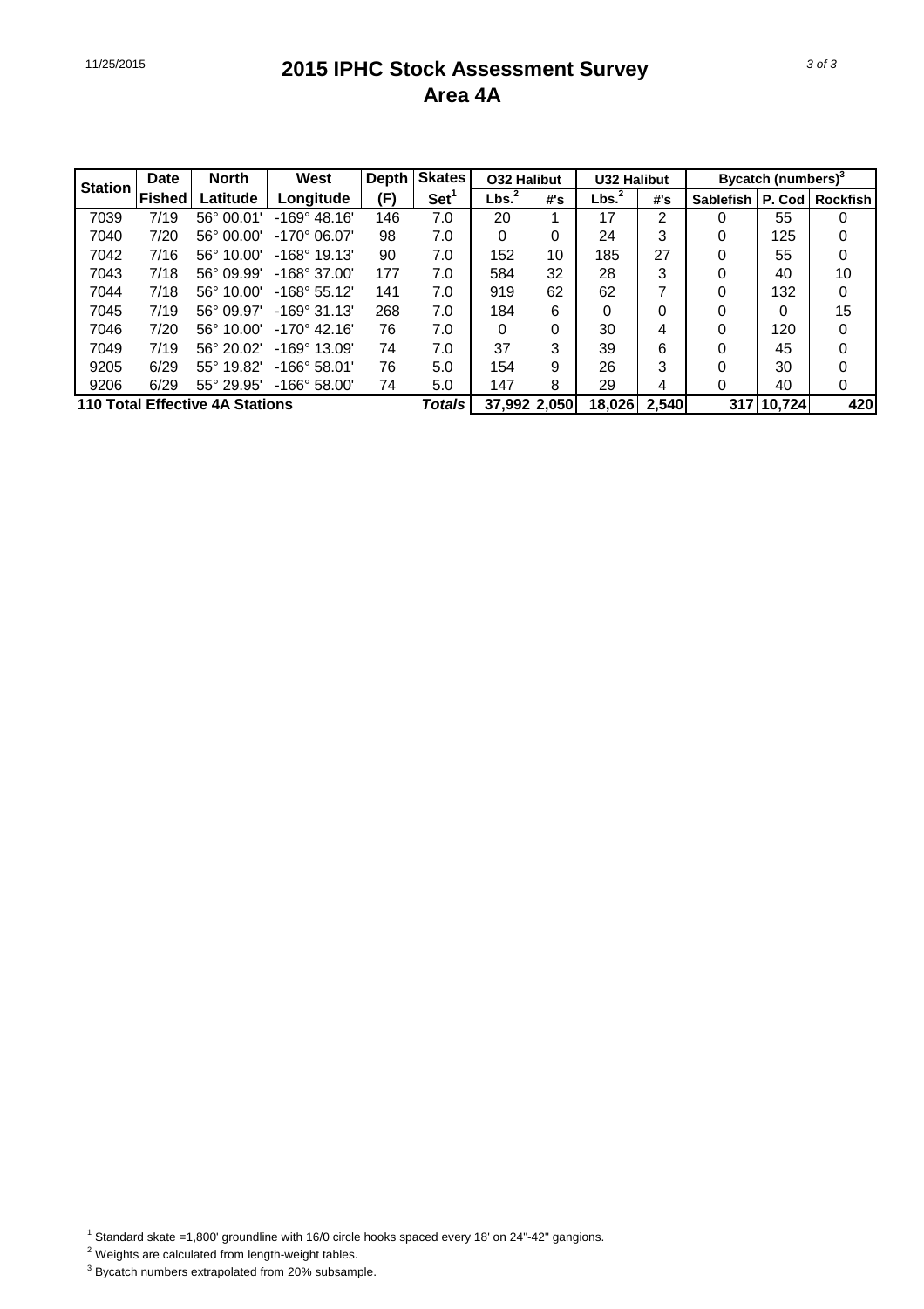# 2015 IPHC Stock Assessment Survey
## Area 4A

| Station | Date Fished | North Latitude | West Longitude | Depth (F) | Skates Set[1] | O32 Halibut | | U32 Halibut | | Bycatch (numbers)[3] | | |
|---|---|---|---|---|---|---|---|---|---|---|---|---|
| | | | | | | Lbs.[2] | #'s | Lbs.[2] | #'s | Sablefish | P. Cod | Rockfish |
| 7039 | 7/19 | 56° 00.01' | -169° 48.16' | 146 | 7.0 | 20 | 1 | 17 | 2 | 0 | 55 | 0 |
| 7040 | 7/20 | 56° 00.00' | -170° 06.07' | 98 | 7.0 | 0 | 0 | 24 | 3 | 0 | 125 | 0 |
| 7042 | 7/16 | 56° 10.00' | -168° 19.13' | 90 | 7.0 | 152 | 10 | 185 | 27 | 0 | 55 | 0 |
| 7043 | 7/18 | 56° 09.99' | -168° 37.00' | 177 | 7.0 | 584 | 32 | 28 | 3 | 0 | 40 | 10 |
| 7044 | 7/18 | 56° 10.00' | -168° 55.12' | 141 | 7.0 | 919 | 62 | 62 | 7 | 0 | 132 | 0 |
| 7045 | 7/19 | 56° 09.97' | -169° 31.13' | 268 | 7.0 | 184 | 6 | 0 | 0 | 0 | 0 | 15 |
| 7046 | 7/20 | 56° 10.00' | -170° 42.16' | 76 | 7.0 | 0 | 0 | 30 | 4 | 0 | 120 | 0 |
| 7049 | 7/19 | 56° 20.02' | -169° 13.09' | 74 | 7.0 | 37 | 3 | 39 | 6 | 0 | 45 | 0 |
| 9205 | 6/29 | 55° 19.82' | -166° 58.01' | 76 | 5.0 | 154 | 9 | 26 | 3 | 0 | 30 | 0 |
| 9206 | 6/29 | 55° 29.95' | -166° 58.00' | 74 | 5.0 | 147 | 8 | 29 | 4 | 0 | 40 | 0 |
| **110 Total Effective 4A Stations** | | | | | ***Totals*** | **37,992** | **2,050** | **18,026** | **2,540** | **317** | **10,724** | **420** |

[1] Standard skate =1,800' groundline with 16/0 circle hooks spaced every 18' on 24"-42" gangions.

[2] Weights are calculated from length-weight tables.

[3] Bycatch numbers extrapolated from 20% subsample.